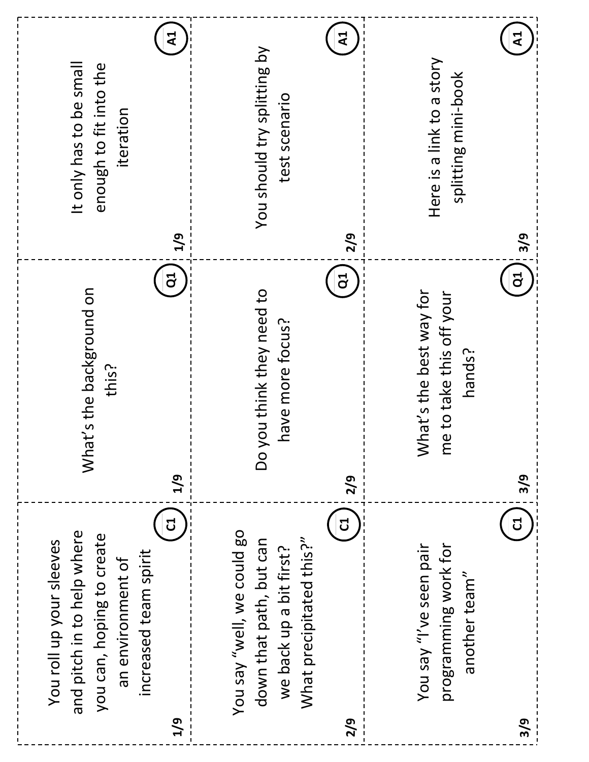| | C1 | Q1 | A1 |
|---|---|---|---|
| 1/9 | You roll up your sleeves and pitch in to help where you can, hoping to create an environment of increased team spirit | What's the background on this? | It only has to be small enough to fit into the iteration |
| 2/9 | You say "well, we could go down that path, but can we back up a bit first? What precipitated this?" | Do you think they need to have more focus? | You should try splitting by test scenario |
| 3/9 | You say "I've seen pair programming work for another team" | What's the best way for me to take this off your hands? | Here is a link to a story splitting mini-book |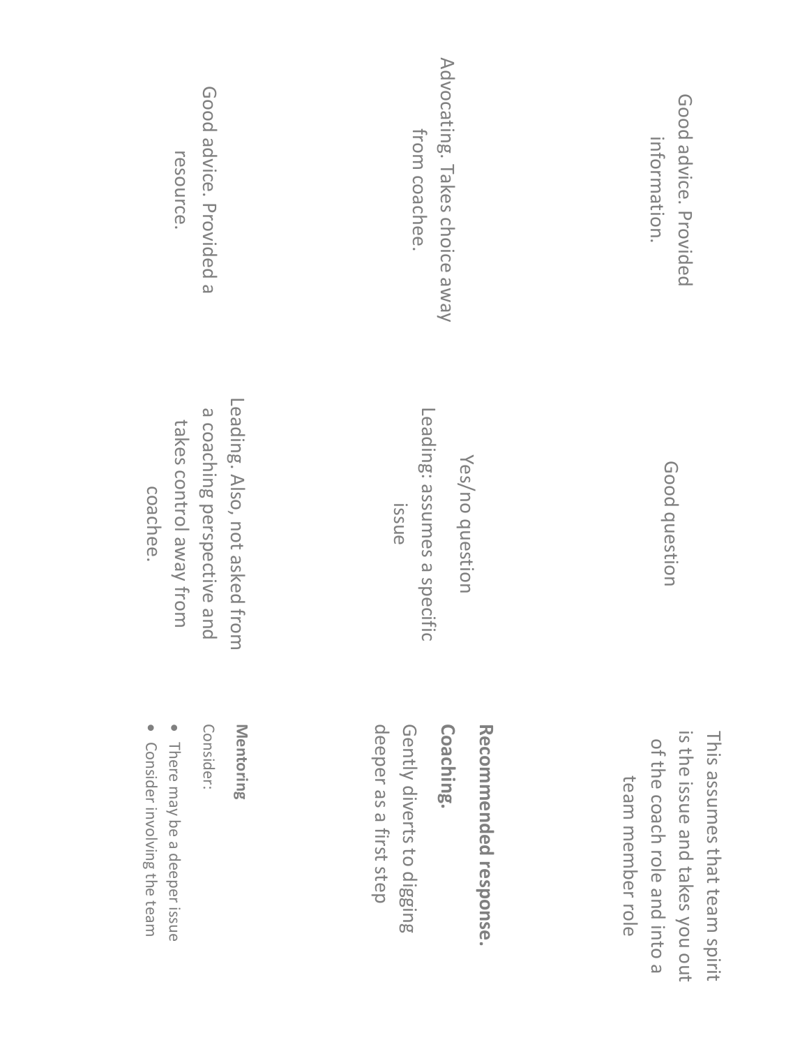Good advice. Provided information.

Good question

This assumes that team spirit is the issue and takes you out of the coach role and into a team member role

Advocating. Takes choice away from coachee.

Yes/no question
Leading: assumes a specific issue

**Recommended response.**

**Coaching.**

Gently diverts to digging deeper as a first step

Good advice. Provided a resource.

Leading. Also, not asked from a coaching perspective and takes control away from coachee.

**Mentoring**

Consider:

- There may be a deeper issue
- Consider involving the team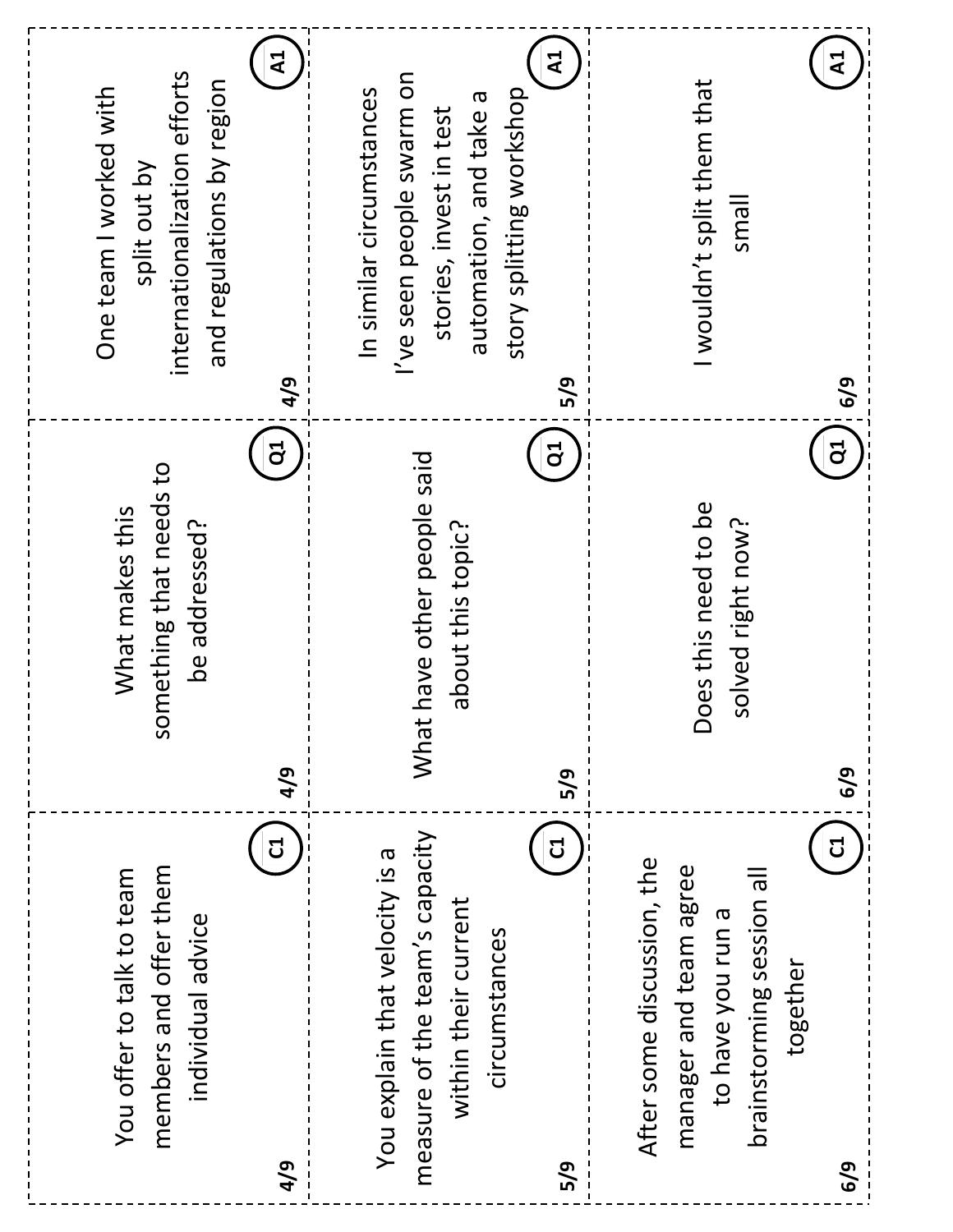| | C1 | Q1 | A1 |
|---|---|---|---|
| 4/9 | You offer to talk to team members and offer them individual advice | What makes this something that needs to be addressed? | One team I worked with split out by internationalization efforts and regulations by region |
| 5/9 | You explain that velocity is a measure of the team's capacity within their current circumstances | What have other people said about this topic? | In similar circumstances I've seen people swarm on stories, invest in test automation, and take a story splitting workshop |
| 6/9 | After some discussion, the manager and team agree to have you run a brainstorming session all together | Does this need to be solved right now? | I wouldn't split them that small |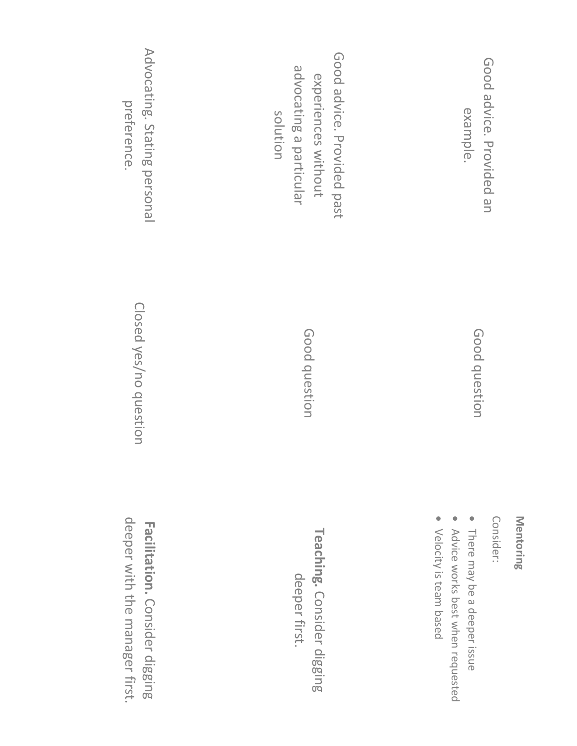| | | |
|---|---|---|
| Good advice. Provided an example. | Good question | **Mentoring**<br>Consider:<br>• There may be a deeper issue<br>• Advice works best when requested<br>• Velocity is team based |
| Good advice. Provided past experiences without advocating a particular solution | Good question | **Teaching.** Consider digging deeper first. |
| Advocating. Stating personal preference. | Closed yes/no question | **Facilitation.** Consider digging deeper with the manager first. |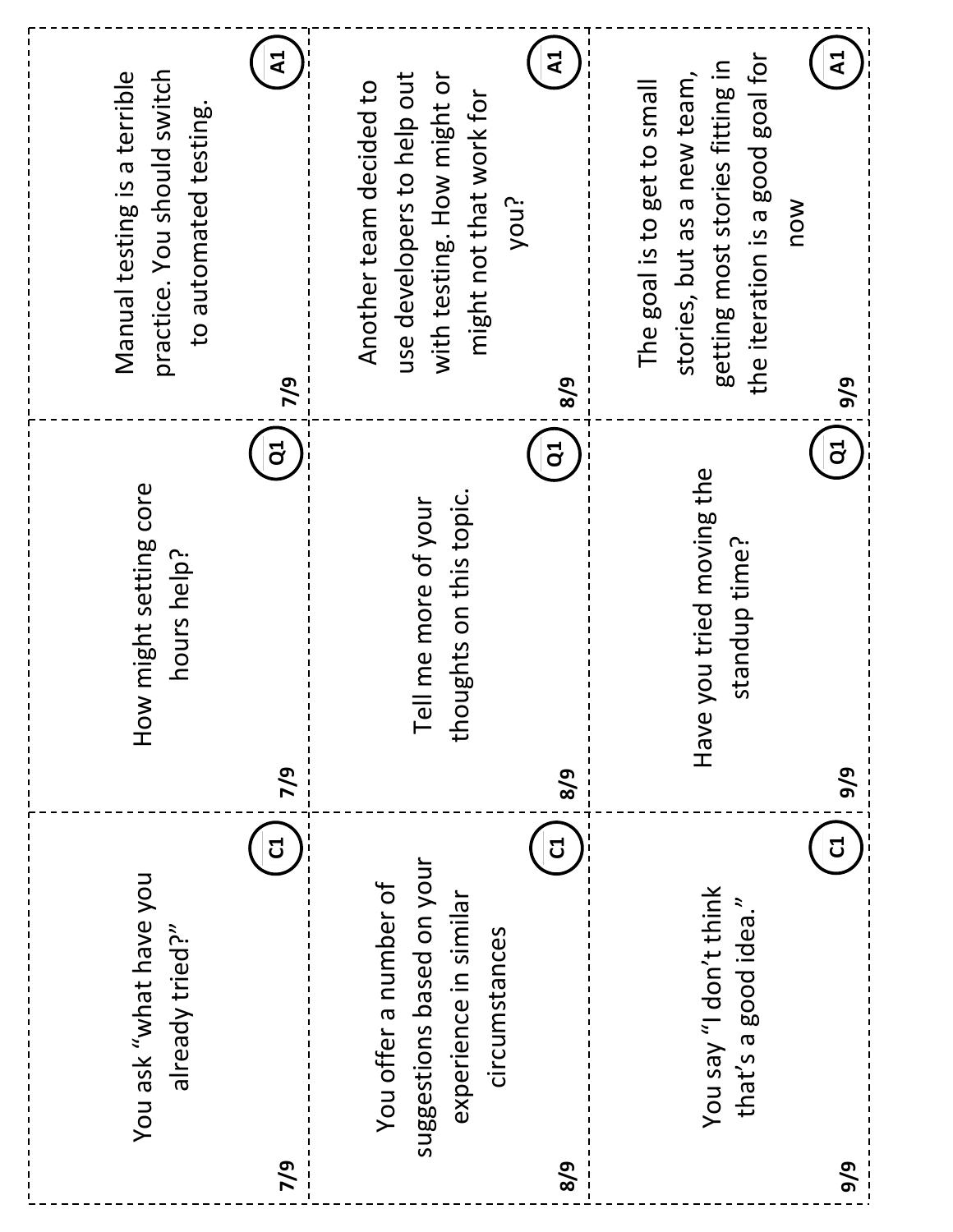| C1 | Q1 | A1 |
|---|---|---|
| You ask "what have you already tried?" (7/9) | How might setting core hours help? (7/9) | Manual testing is a terrible practice. You should switch to automated testing. (7/9) |
| You offer a number of suggestions based on your experience in similar circumstances (8/9) | Tell me more of your thoughts on this topic. (8/9) | Another team decided to use developers to help out with testing. How might or might not that work for you? (8/9) |
| You say "I don't think that's a good idea." (9/9) | Have you tried moving the standup time? (9/9) | The goal is to get to small stories, but as a new team, getting most stories fitting in the iteration is a good goal for now (9/9) |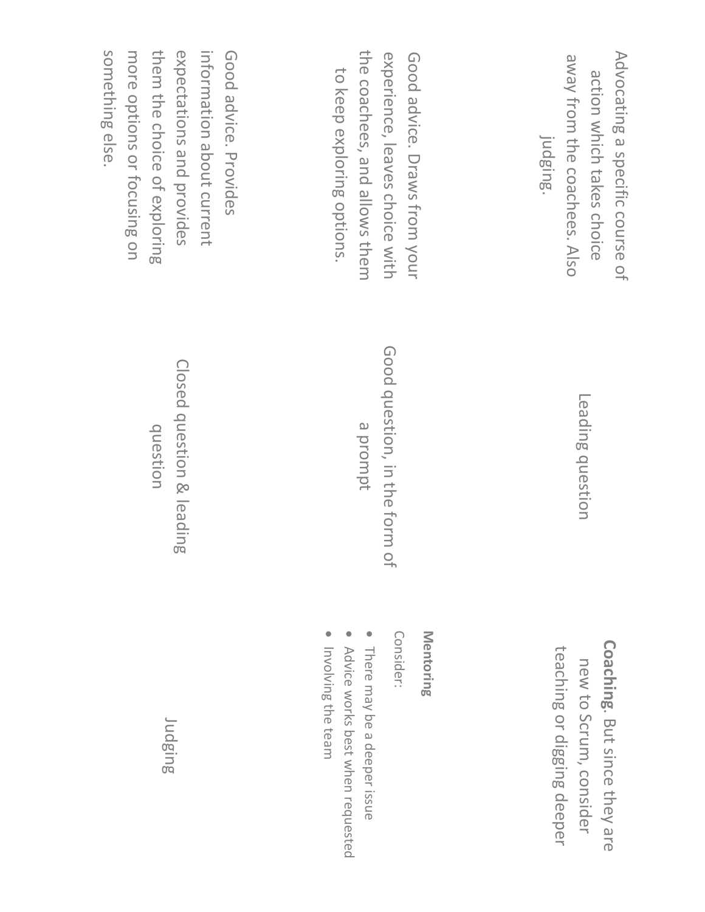| | | |
|---|---|---|
| Advocating a specific course of action which takes choice away from the coachees. Also judging. | Leading question | **Coaching**. But since they are new to Scrum, consider teaching or digging deeper |
| Good advice. Draws from your experience, leaves choice with the coachees, and allows them to keep exploring options. | Good question, in the form of a prompt | **Mentoring**<br>Consider:<br>• There may be a deeper issue<br>• Advice works best when requested<br>• Involving the team |
| Good advice. Provides information about current expectations and provides them the choice of exploring more options or focusing on something else. | Closed question & leading question | Judging |